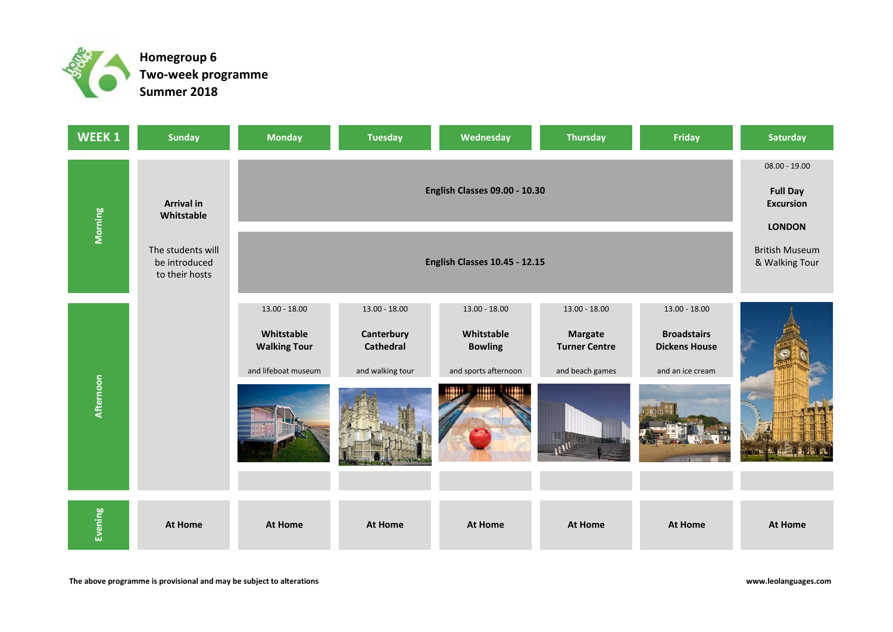**Homegroup 6**
**Two-week programme**
**Summer 2018**

| WEEK 1 | Sunday | Monday | Tuesday | Wednesday | Thursday | Friday | Saturday |
|---|---|---|---|---|---|---|---|
| Morning | **Arrival in Whitstable**<br><br>The students will be introduced to their hosts | **English Classes 09.00 - 10.30**<br><br>**English Classes 10.45 - 12.15** | | | | | 08.00 - 19.00<br><br>**Full Day Excursion**<br><br>**LONDON**<br><br>British Museum & Walking Tour |
| Afternoon | | 13.00 - 18.00<br><br>**Whitstable Walking Tour**<br><br>and lifeboat museum | 13.00 - 18.00<br><br>**Canterbury Cathedral**<br><br>and walking tour | 13.00 - 18.00<br><br>**Whitstable Bowling**<br><br>and sports afternoon | 13.00 - 18.00<br><br>**Margate Turner Centre**<br><br>and beach games | 13.00 - 18.00<br><br>**Broadstairs Dickens House**<br><br>and an ice cream | |
| Evening | **At Home** | **At Home** | **At Home** | **At Home** | **At Home** | **At Home** | **At Home** |

**The above programme is provisional and may be subject to alterations**

**www.leolanguages.com**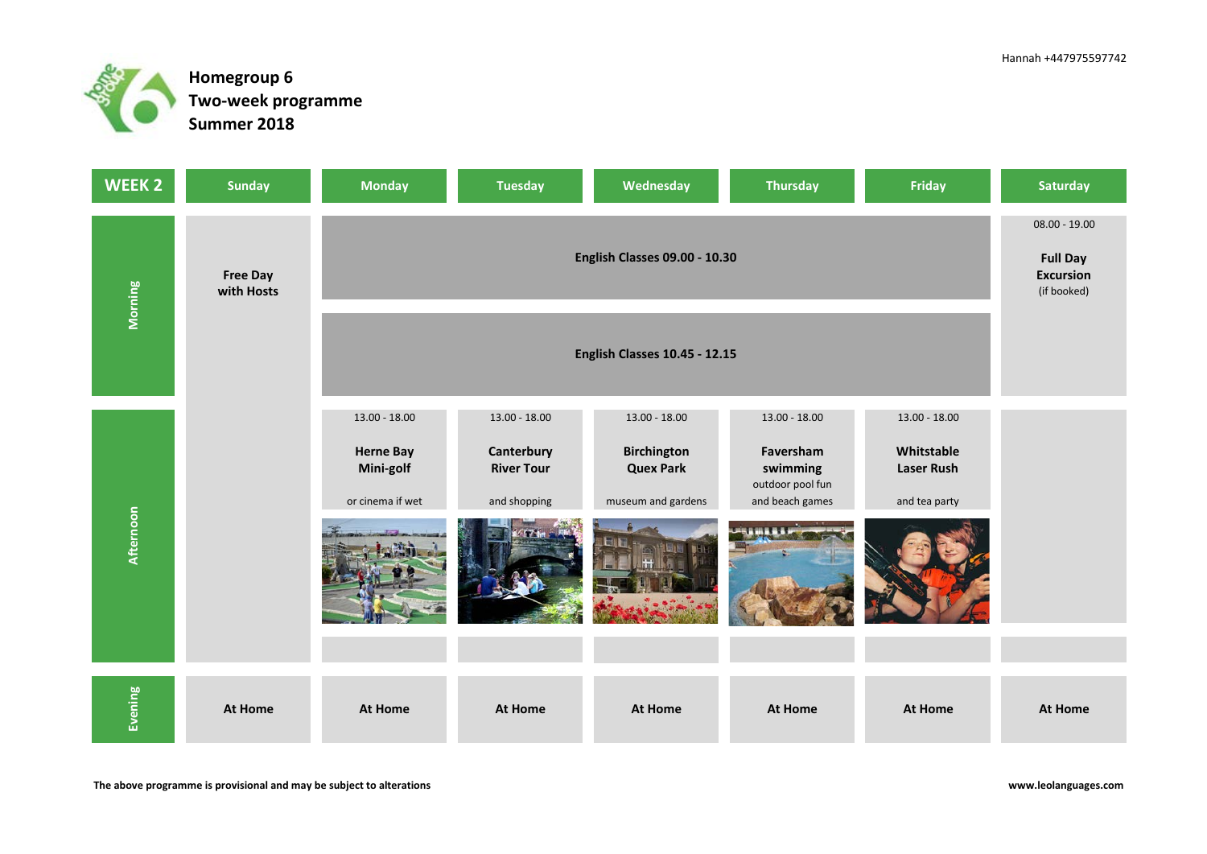Hannah +447975597742

# Homegroup 6
## Two-week programme
## Summer 2018

| WEEK 2 | Sunday | Monday | Tuesday | Wednesday | Thursday | Friday | Saturday |
|---|---|---|---|---|---|---|---|
| Morning | **Free Day with Hosts** | **English Classes 09.00 - 10.30** | | | | | 08.00 - 19.00 **Full Day Excursion** (if booked) |
| | | **English Classes 10.45 - 12.15** | | | | | |
| Afternoon | | 13.00 - 18.00 **Herne Bay Mini-golf** or cinema if wet | 13.00 - 18.00 **Canterbury River Tour** and shopping | 13.00 - 18.00 **Birchington Quex Park** museum and gardens | 13.00 - 18.00 **Faversham swimming** outdoor pool fun and beach games | 13.00 - 18.00 **Whitstable Laser Rush** and tea party | |
| Evening | **At Home** | **At Home** | **At Home** | **At Home** | **At Home** | **At Home** | **At Home** |

**The above programme is provisional and may be subject to alterations**

**www.leolanguages.com**